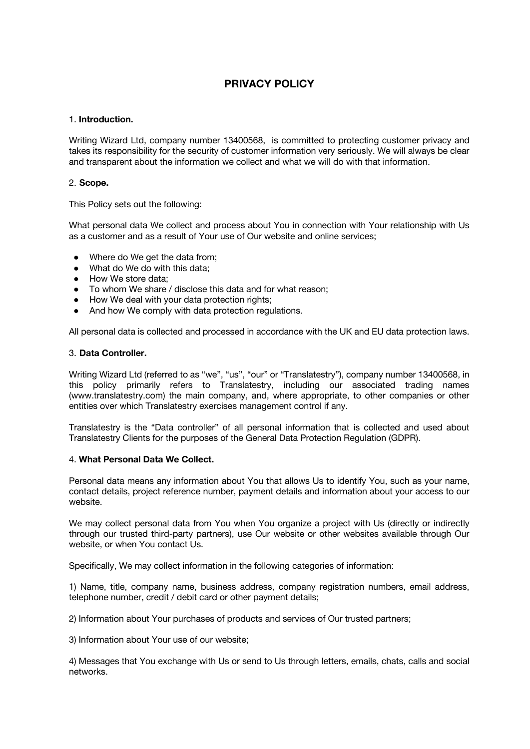# PRIVACY POLICY

1. **Introduction.**

Writing Wizard Ltd, company number 13400568, is committed to protecting customer privacy and takes its responsibility for the security of customer information very seriously. We will always be clear and transparent about the information we collect and what we will do with that information.

2. **Scope.**

This Policy sets out the following:

What personal data We collect and process about You in connection with Your relationship with Us as a customer and as a result of Your use of Our website and online services;

- Where do We get the data from;
- What do We do with this data;
- How We store data;
- To whom We share / disclose this data and for what reason;
- How We deal with your data protection rights;
- And how We comply with data protection regulations.

All personal data is collected and processed in accordance with the UK and EU data protection laws.

3. **Data Controller.**

Writing Wizard Ltd (referred to as "we", "us", "our" or "Translatestry"), company number 13400568, in this policy primarily refers to Translatestry, including our associated trading names (www.translatestry.com) the main company, and, where appropriate, to other companies or other entities over which Translatestry exercises management control if any.

Translatestry is the "Data controller" of all personal information that is collected and used about Translatestry Clients for the purposes of the General Data Protection Regulation (GDPR).

4. **What Personal Data We Collect.**

Personal data means any information about You that allows Us to identify You, such as your name, contact details, project reference number, payment details and information about your access to our website.

We may collect personal data from You when You organize a project with Us (directly or indirectly through our trusted third-party partners), use Our website or other websites available through Our website, or when You contact Us.

Specifically, We may collect information in the following categories of information:

1) Name, title, company name, business address, company registration numbers, email address, telephone number, credit / debit card or other payment details;

2) Information about Your purchases of products and services of Our trusted partners;

3) Information about Your use of our website;

4) Messages that You exchange with Us or send to Us through letters, emails, chats, calls and social networks.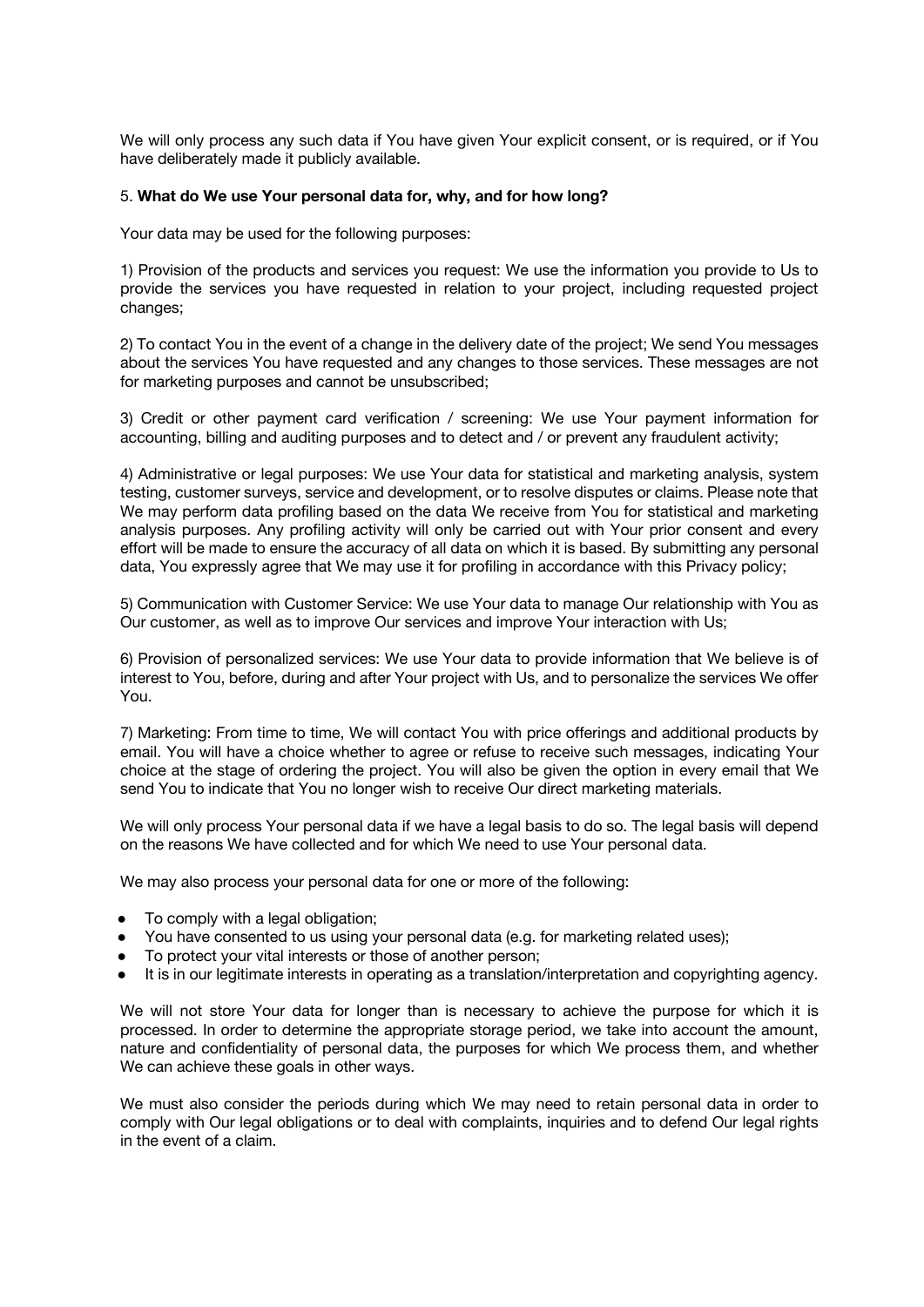We will only process any such data if You have given Your explicit consent, or is required, or if You have deliberately made it publicly available.

5. **What do We use Your personal data for, why, and for how long?**

Your data may be used for the following purposes:

1) Provision of the products and services you request: We use the information you provide to Us to provide the services you have requested in relation to your project, including requested project changes;

2) To contact You in the event of a change in the delivery date of the project; We send You messages about the services You have requested and any changes to those services. These messages are not for marketing purposes and cannot be unsubscribed;

3) Credit or other payment card verification / screening: We use Your payment information for accounting, billing and auditing purposes and to detect and / or prevent any fraudulent activity;

4) Administrative or legal purposes: We use Your data for statistical and marketing analysis, system testing, customer surveys, service and development, or to resolve disputes or claims. Please note that We may perform data profiling based on the data We receive from You for statistical and marketing analysis purposes. Any profiling activity will only be carried out with Your prior consent and every effort will be made to ensure the accuracy of all data on which it is based. By submitting any personal data, You expressly agree that We may use it for profiling in accordance with this Privacy policy;

5) Communication with Customer Service: We use Your data to manage Our relationship with You as Our customer, as well as to improve Our services and improve Your interaction with Us;

6) Provision of personalized services: We use Your data to provide information that We believe is of interest to You, before, during and after Your project with Us, and to personalize the services We offer You.

7) Marketing: From time to time, We will contact You with price offerings and additional products by email. You will have a choice whether to agree or refuse to receive such messages, indicating Your choice at the stage of ordering the project. You will also be given the option in every email that We send You to indicate that You no longer wish to receive Our direct marketing materials.

We will only process Your personal data if we have a legal basis to do so. The legal basis will depend on the reasons We have collected and for which We need to use Your personal data.

We may also process your personal data for one or more of the following:

- To comply with a legal obligation;
- You have consented to us using your personal data (e.g. for marketing related uses);
- To protect your vital interests or those of another person;
- It is in our legitimate interests in operating as a translation/interpretation and copyrighting agency.

We will not store Your data for longer than is necessary to achieve the purpose for which it is processed. In order to determine the appropriate storage period, we take into account the amount, nature and confidentiality of personal data, the purposes for which We process them, and whether We can achieve these goals in other ways.

We must also consider the periods during which We may need to retain personal data in order to comply with Our legal obligations or to deal with complaints, inquiries and to defend Our legal rights in the event of a claim.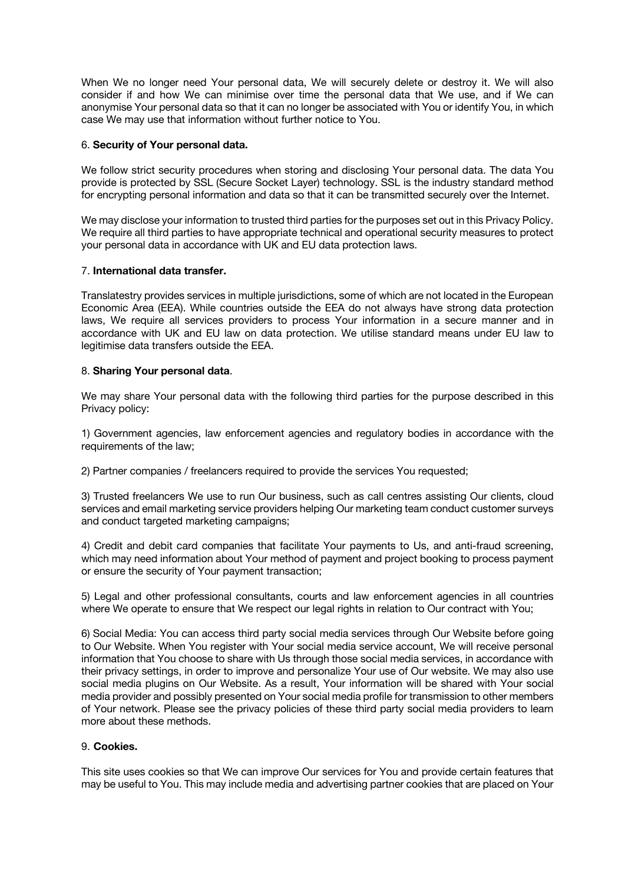When We no longer need Your personal data, We will securely delete or destroy it. We will also consider if and how We can minimise over time the personal data that We use, and if We can anonymise Your personal data so that it can no longer be associated with You or identify You, in which case We may use that information without further notice to You.

6. **Security of Your personal data.**

We follow strict security procedures when storing and disclosing Your personal data. The data You provide is protected by SSL (Secure Socket Layer) technology. SSL is the industry standard method for encrypting personal information and data so that it can be transmitted securely over the Internet.

We may disclose your information to trusted third parties for the purposes set out in this Privacy Policy. We require all third parties to have appropriate technical and operational security measures to protect your personal data in accordance with UK and EU data protection laws.

7. **International data transfer.**

Translatestry provides services in multiple jurisdictions, some of which are not located in the European Economic Area (EEA). While countries outside the EEA do not always have strong data protection laws, We require all services providers to process Your information in a secure manner and in accordance with UK and EU law on data protection. We utilise standard means under EU law to legitimise data transfers outside the EEA.

8. **Sharing Your personal data**.

We may share Your personal data with the following third parties for the purpose described in this Privacy policy:

1) Government agencies, law enforcement agencies and regulatory bodies in accordance with the requirements of the law;

2) Partner companies / freelancers required to provide the services You requested;

3) Trusted freelancers We use to run Our business, such as call centres assisting Our clients, cloud services and email marketing service providers helping Our marketing team conduct customer surveys and conduct targeted marketing campaigns;

4) Credit and debit card companies that facilitate Your payments to Us, and anti-fraud screening, which may need information about Your method of payment and project booking to process payment or ensure the security of Your payment transaction;

5) Legal and other professional consultants, courts and law enforcement agencies in all countries where We operate to ensure that We respect our legal rights in relation to Our contract with You;

6) Social Media: You can access third party social media services through Our Website before going to Our Website. When You register with Your social media service account, We will receive personal information that You choose to share with Us through those social media services, in accordance with their privacy settings, in order to improve and personalize Your use of Our website. We may also use social media plugins on Our Website. As a result, Your information will be shared with Your social media provider and possibly presented on Your social media profile for transmission to other members of Your network. Please see the privacy policies of these third party social media providers to learn more about these methods.

9. **Cookies.**

This site uses cookies so that We can improve Our services for You and provide certain features that may be useful to You. This may include media and advertising partner cookies that are placed on Your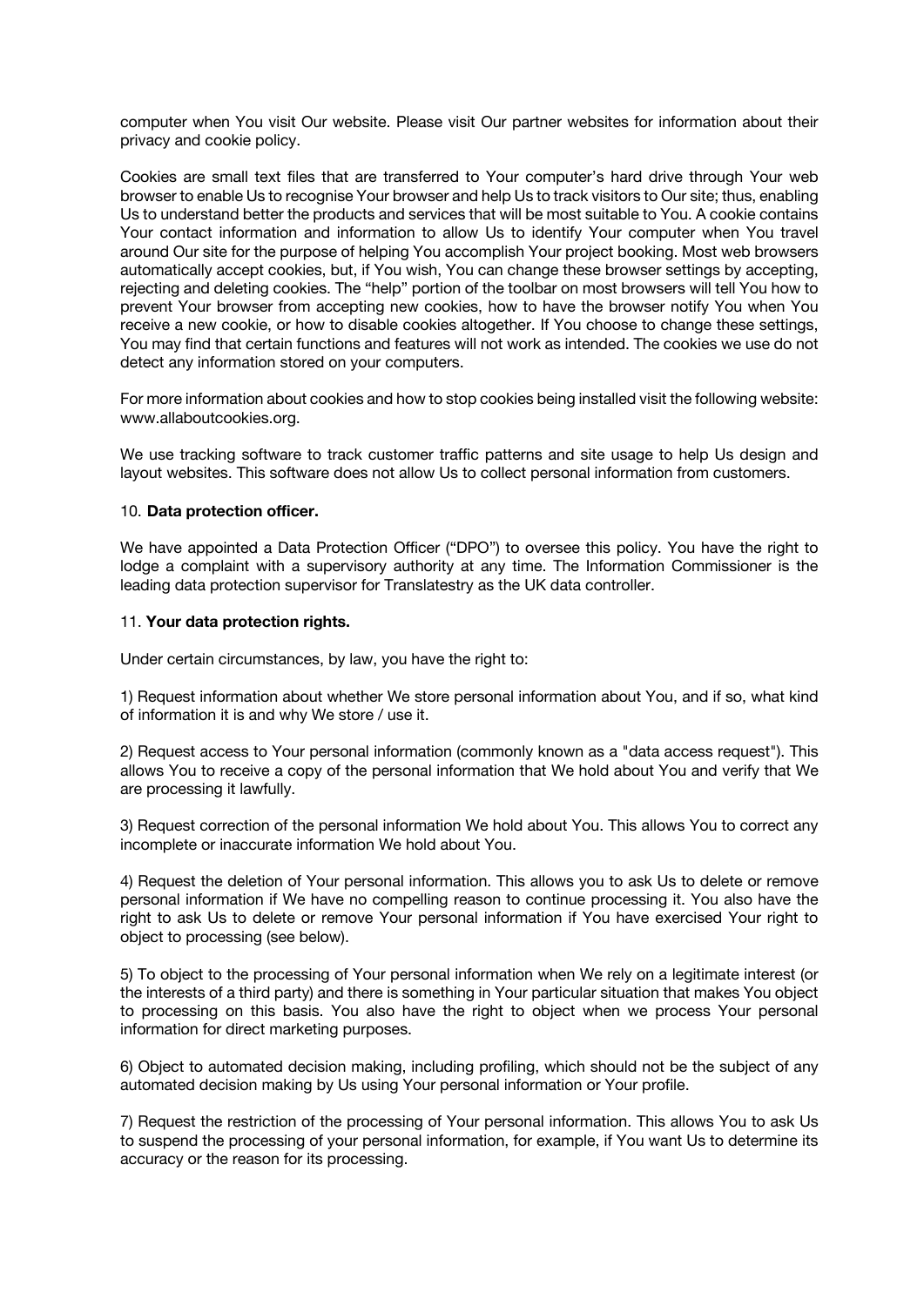computer when You visit Our website. Please visit Our partner websites for information about their privacy and cookie policy.

Cookies are small text files that are transferred to Your computer's hard drive through Your web browser to enable Us to recognise Your browser and help Us to track visitors to Our site; thus, enabling Us to understand better the products and services that will be most suitable to You. A cookie contains Your contact information and information to allow Us to identify Your computer when You travel around Our site for the purpose of helping You accomplish Your project booking. Most web browsers automatically accept cookies, but, if You wish, You can change these browser settings by accepting, rejecting and deleting cookies. The "help" portion of the toolbar on most browsers will tell You how to prevent Your browser from accepting new cookies, how to have the browser notify You when You receive a new cookie, or how to disable cookies altogether. If You choose to change these settings, You may find that certain functions and features will not work as intended. The cookies we use do not detect any information stored on your computers.

For more information about cookies and how to stop cookies being installed visit the following website: www.allaboutcookies.org.

We use tracking software to track customer traffic patterns and site usage to help Us design and layout websites. This software does not allow Us to collect personal information from customers.

10. **Data protection officer.**

We have appointed a Data Protection Officer ("DPO") to oversee this policy. You have the right to lodge a complaint with a supervisory authority at any time. The Information Commissioner is the leading data protection supervisor for Translatestry as the UK data controller.

11. **Your data protection rights.**

Under certain circumstances, by law, you have the right to:

1) Request information about whether We store personal information about You, and if so, what kind of information it is and why We store / use it.

2) Request access to Your personal information (commonly known as a "data access request"). This allows You to receive a copy of the personal information that We hold about You and verify that We are processing it lawfully.

3) Request correction of the personal information We hold about You. This allows You to correct any incomplete or inaccurate information We hold about You.

4) Request the deletion of Your personal information. This allows you to ask Us to delete or remove personal information if We have no compelling reason to continue processing it. You also have the right to ask Us to delete or remove Your personal information if You have exercised Your right to object to processing (see below).

5) To object to the processing of Your personal information when We rely on a legitimate interest (or the interests of a third party) and there is something in Your particular situation that makes You object to processing on this basis. You also have the right to object when we process Your personal information for direct marketing purposes.

6) Object to automated decision making, including profiling, which should not be the subject of any automated decision making by Us using Your personal information or Your profile.

7) Request the restriction of the processing of Your personal information. This allows You to ask Us to suspend the processing of your personal information, for example, if You want Us to determine its accuracy or the reason for its processing.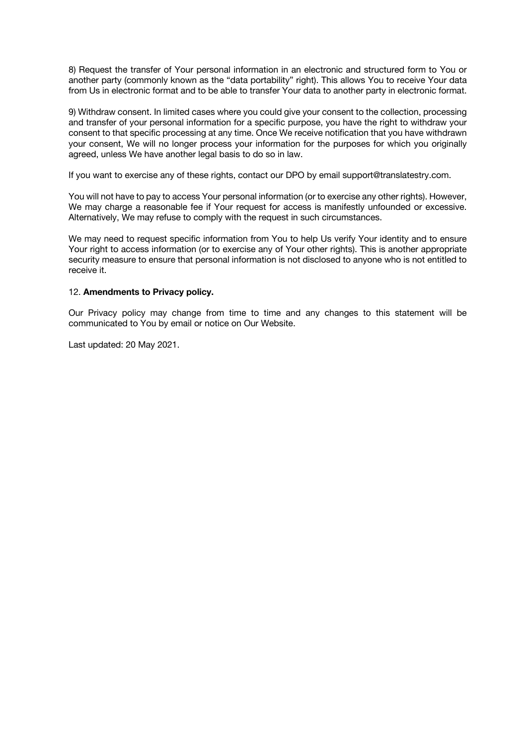8) Request the transfer of Your personal information in an electronic and structured form to You or another party (commonly known as the "data portability" right). This allows You to receive Your data from Us in electronic format and to be able to transfer Your data to another party in electronic format.

9) Withdraw consent. In limited cases where you could give your consent to the collection, processing and transfer of your personal information for a specific purpose, you have the right to withdraw your consent to that specific processing at any time. Once We receive notification that you have withdrawn your consent, We will no longer process your information for the purposes for which you originally agreed, unless We have another legal basis to do so in law.

If you want to exercise any of these rights, contact our DPO by email support@translatestry.com.

You will not have to pay to access Your personal information (or to exercise any other rights). However, We may charge a reasonable fee if Your request for access is manifestly unfounded or excessive. Alternatively, We may refuse to comply with the request in such circumstances.

We may need to request specific information from You to help Us verify Your identity and to ensure Your right to access information (or to exercise any of Your other rights). This is another appropriate security measure to ensure that personal information is not disclosed to anyone who is not entitled to receive it.

12. **Amendments to Privacy policy.**

Our Privacy policy may change from time to time and any changes to this statement will be communicated to You by email or notice on Our Website.

Last updated: 20 May 2021.